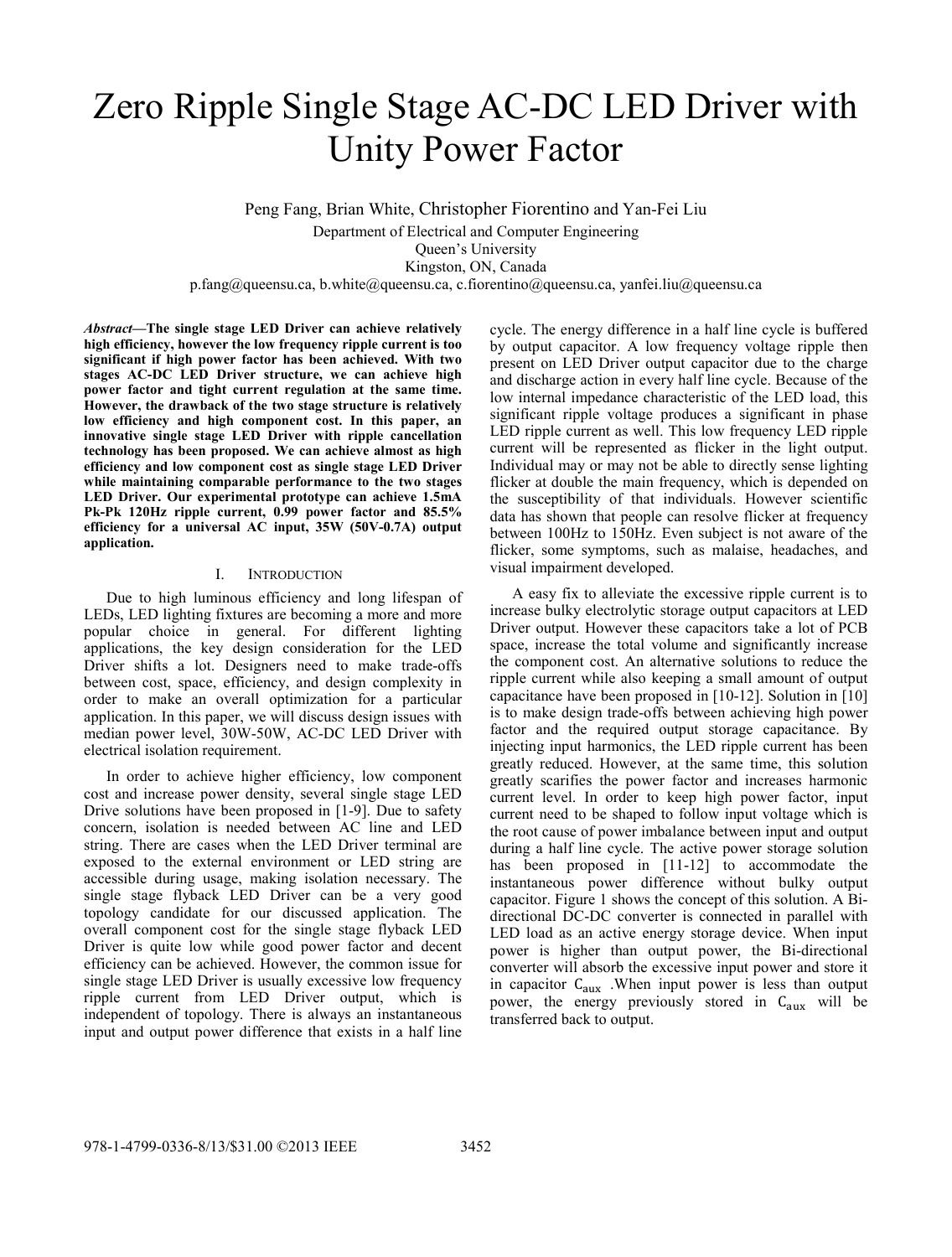// Zero Ripple Single Stage AC-DC LED Driver with Unity Power Factor

Peng Fang, Brian White, Christopher Fiorentino and Yan-Fei Liu

Department of Electrical and Computer Engineering
Queen's University
Kingston, ON, Canada
p.fang@queensu.ca, b.white@queensu.ca, c.fiorentino@queensu.ca, yanfei.liu@queensu.ca

***Abstract*—The single stage LED Driver can achieve relatively high efficiency, however the low frequency ripple current is too significant if high power factor has been achieved. With two stages AC-DC LED Driver structure, we can achieve high power factor and tight current regulation at the same time. However, the drawback of the two stage structure is relatively low efficiency and high component cost. In this paper, an innovative single stage LED Driver with ripple cancellation technology has been proposed. We can achieve almost as high efficiency and low component cost as single stage LED Driver while maintaining comparable performance to the two stages LED Driver. Our experimental prototype can achieve 1.5mA Pk-Pk 120Hz ripple current, 0.99 power factor and 85.5% efficiency for a universal AC input, 35W (50V-0.7A) output application.**

## I. Introduction

Due to high luminous efficiency and long lifespan of LEDs, LED lighting fixtures are becoming a more and more popular choice in general. For different lighting applications, the key design consideration for the LED Driver shifts a lot. Designers need to make trade-offs between cost, space, efficiency, and design complexity in order to make an overall optimization for a particular application. In this paper, we will discuss design issues with median power level, 30W-50W, AC-DC LED Driver with electrical isolation requirement.

In order to achieve higher efficiency, low component cost and increase power density, several single stage LED Drive solutions have been proposed in [1-9]. Due to safety concern, isolation is needed between AC line and LED string. There are cases when the LED Driver terminal are exposed to the external environment or LED string are accessible during usage, making isolation necessary. The single stage flyback LED Driver can be a very good topology candidate for our discussed application. The overall component cost for the single stage flyback LED Driver is quite low while good power factor and decent efficiency can be achieved. However, the common issue for single stage LED Driver is usually excessive low frequency ripple current from LED Driver output, which is independent of topology. There is always an instantaneous input and output power difference that exists in a half line cycle. The energy difference in a half line cycle is buffered by output capacitor. A low frequency voltage ripple then present on LED Driver output capacitor due to the charge and discharge action in every half line cycle. Because of the low internal impedance characteristic of the LED load, this significant ripple voltage produces a significant in phase LED ripple current as well. This low frequency LED ripple current will be represented as flicker in the light output. Individual may or may not be able to directly sense lighting flicker at double the main frequency, which is depended on the susceptibility of that individuals. However scientific data has shown that people can resolve flicker at frequency between 100Hz to 150Hz. Even subject is not aware of the flicker, some symptoms, such as malaise, headaches, and visual impairment developed.

A easy fix to alleviate the excessive ripple current is to increase bulky electrolytic storage output capacitors at LED Driver output. However these capacitors take a lot of PCB space, increase the total volume and significantly increase the component cost. An alternative solutions to reduce the ripple current while also keeping a small amount of output capacitance have been proposed in [10-12]. Solution in [10] is to make design trade-offs between achieving high power factor and the required output storage capacitance. By injecting input harmonics, the LED ripple current has been greatly reduced. However, at the same time, this solution greatly scarifies the power factor and increases harmonic current level. In order to keep high power factor, input current need to be shaped to follow input voltage which is the root cause of power imbalance between input and output during a half line cycle. The active power storage solution has been proposed in [11-12] to accommodate the instantaneous power difference without bulky output capacitor. Figure 1 shows the concept of this solution. A Bi-directional DC-DC converter is connected in parallel with LED load as an active energy storage device. When input power is higher than output power, the Bi-directional converter will absorb the excessive input power and store it in capacitor $C_{aux}$. When input power is less than output power, the energy previously stored in $C_{aux}$ will be transferred back to output.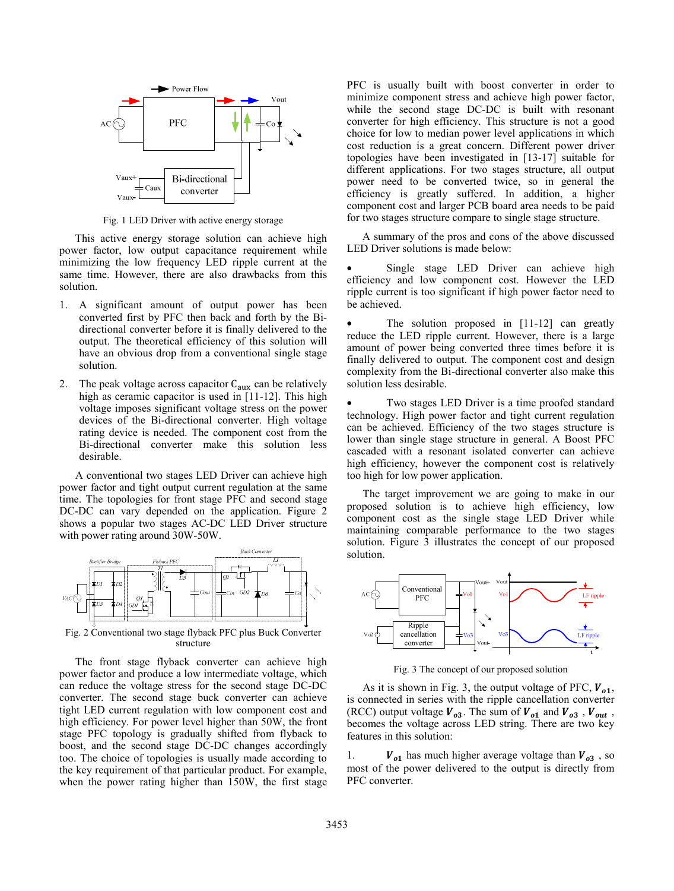Fig. 1 LED Driver with active energy storage

This active energy storage solution can achieve high power factor, low output capacitance requirement while minimizing the low frequency LED ripple current at the same time. However, there are also drawbacks from this solution.

1. A significant amount of output power has been converted first by PFC then back and forth by the Bi-directional converter before it is finally delivered to the output. The theoretical efficiency of this solution will have an obvious drop from a conventional single stage solution.

2. The peak voltage across capacitor $C_{aux}$ can be relatively high as ceramic capacitor is used in [11-12]. This high voltage imposes significant voltage stress on the power devices of the Bi-directional converter. High voltage rating device is needed. The component cost from the Bi-directional converter make this solution less desirable.

A conventional two stages LED Driver can achieve high power factor and tight output current regulation at the same time. The topologies for front stage PFC and second stage DC-DC can vary depended on the application. Figure 2 shows a popular two stages AC-DC LED Driver structure with power rating around 30W-50W.

Fig. 2 Conventional two stage flyback PFC plus Buck Converter structure

The front stage flyback converter can achieve high power factor and produce a low intermediate voltage, which can reduce the voltage stress for the second stage DC-DC converter. The second stage buck converter can achieve tight LED current regulation with low component cost and high efficiency. For power level higher than 50W, the front stage PFC topology is gradually shifted from flyback to boost, and the second stage DC-DC changes accordingly too. The choice of topologies is usually made according to the key requirement of that particular product. For example, when the power rating higher than 150W, the first stage PFC is usually built with boost converter in order to minimize component stress and achieve high power factor, while the second stage DC-DC is built with resonant converter for high efficiency. This structure is not a good choice for low to median power level applications in which cost reduction is a great concern. Different power driver topologies have been investigated in [13-17] suitable for different applications. For two stages structure, all output power need to be converted twice, so in general the efficiency is greatly suffered. In addition, a higher component cost and larger PCB board area needs to be paid for two stages structure compare to single stage structure.

A summary of the pros and cons of the above discussed LED Driver solutions is made below:

- Single stage LED Driver can achieve high efficiency and low component cost. However the LED ripple current is too significant if high power factor need to be achieved.

- The solution proposed in [11-12] can greatly reduce the LED ripple current. However, there is a large amount of power being converted three times before it is finally delivered to output. The component cost and design complexity from the Bi-directional converter also make this solution less desirable.

- Two stages LED Driver is a time proofed standard technology. High power factor and tight current regulation can be achieved. Efficiency of the two stages structure is lower than single stage structure in general. A Boost PFC cascaded with a resonant isolated converter can achieve high efficiency, however the component cost is relatively too high for low power application.

The target improvement we are going to make in our proposed solution is to achieve high efficiency, low component cost as the single stage LED Driver while maintaining comparable performance to the two stages solution. Figure 3 illustrates the concept of our proposed solution.

Fig. 3 The concept of our proposed solution

As it is shown in Fig. 3, the output voltage of PFC, $\boldsymbol{V_{o1}}$, is connected in series with the ripple cancellation converter (RCC) output voltage $\boldsymbol{V_{o3}}$. The sum of $\boldsymbol{V_{o1}}$ and $\boldsymbol{V_{o3}}$, $\boldsymbol{V_{out}}$, becomes the voltage across LED string. There are two key features in this solution:

1. $\boldsymbol{V_{o1}}$ has much higher average voltage than $\boldsymbol{V_{o3}}$, so most of the power delivered to the output is directly from PFC converter.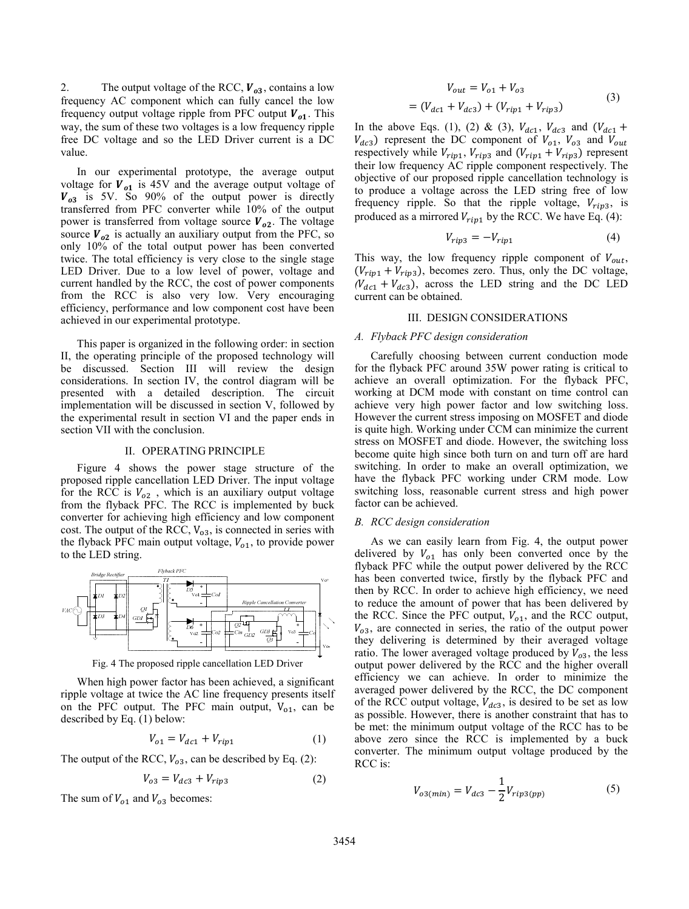2. The output voltage of the RCC, $\boldsymbol{V_{o3}}$, contains a low frequency AC component which can fully cancel the low frequency output voltage ripple from PFC output $\boldsymbol{V_{o1}}$. This way, the sum of these two voltages is a low frequency ripple free DC voltage and so the LED Driver current is a DC value.

In our experimental prototype, the average output voltage for $\boldsymbol{V_{o1}}$ is 45V and the average output voltage of $\boldsymbol{V_{o3}}$ is 5V. So 90% of the output power is directly transferred from PFC converter while 10% of the output power is transferred from voltage source $\boldsymbol{V_{o2}}$. The voltage source $\boldsymbol{V_{o2}}$ is actually an auxiliary output from the PFC, so only 10% of the total output power has been converted twice. The total efficiency is very close to the single stage LED Driver. Due to a low level of power, voltage and current handled by the RCC, the cost of power components from the RCC is also very low. Very encouraging efficiency, performance and low component cost have been achieved in our experimental prototype.

This paper is organized in the following order: in section II, the operating principle of the proposed technology will be discussed. Section III will review the design considerations. In section IV, the control diagram will be presented with a detailed description. The circuit implementation will be discussed in section V, followed by the experimental result in section VI and the paper ends in section VII with the conclusion.

## II. OPERATING PRINCIPLE

Figure 4 shows the power stage structure of the proposed ripple cancellation LED Driver. The input voltage for the RCC is $V_{o2}$ , which is an auxiliary output voltage from the flyback PFC. The RCC is implemented by buck converter for achieving high efficiency and low component cost. The output of the RCC, $V_{o3}$, is connected in series with the flyback PFC main output voltage, $V_{o1}$, to provide power to the LED string.

Fig. 4 The proposed ripple cancellation LED Driver

When high power factor has been achieved, a significant ripple voltage at twice the AC line frequency presents itself on the PFC output. The PFC main output, $V_{o1}$, can be described by Eq. (1) below:

$$V_{o1} = V_{dc1} + V_{rip1} \tag{1}$$

The output of the RCC, $V_{o3}$, can be described by Eq. (2):

$$V_{o3} = V_{dc3} + V_{rip3} \tag{2}$$

The sum of $V_{o1}$ and $V_{o3}$ becomes:

$$\begin{aligned} V_{out} &= V_{o1} + V_{o3} \\ &= (V_{dc1} + V_{dc3}) + (V_{rip1} + V_{rip3}) \end{aligned} \tag{3}$$

In the above Eqs. (1), (2) & (3), $V_{dc1}$, $V_{dc3}$ and $(V_{dc1} + V_{dc3})$ represent the DC component of $V_{o1}$, $V_{o3}$ and $V_{out}$ respectively while $V_{rip1}$, $V_{rip3}$ and $(V_{rip1} + V_{rip3})$ represent their low frequency AC ripple component respectively. The objective of our proposed ripple cancellation technology is to produce a voltage across the LED string free of low frequency ripple. So that the ripple voltage, $V_{rip3}$, is produced as a mirrored $V_{rip1}$ by the RCC. We have Eq. (4):

$$V_{rip3} = -V_{rip1} \tag{4}$$

This way, the low frequency ripple component of $V_{out}$, $(V_{rip1} + V_{rip3})$, becomes zero. Thus, only the DC voltage, $(V_{dc1} + V_{dc3})$, across the LED string and the DC LED current can be obtained.

## III. DESIGN CONSIDERATIONS

### *A. Flyback PFC design consideration*

Carefully choosing between current conduction mode for the flyback PFC around 35W power rating is critical to achieve an overall optimization. For the flyback PFC, working at DCM mode with constant on time control can achieve very high power factor and low switching loss. However the current stress imposing on MOSFET and diode is quite high. Working under CCM can minimize the current stress on MOSFET and diode. However, the switching loss become quite high since both turn on and turn off are hard switching. In order to make an overall optimization, we have the flyback PFC working under CRM mode. Low switching loss, reasonable current stress and high power factor can be achieved.

### *B. RCC design consideration*

As we can easily learn from Fig. 4, the output power delivered by $V_{o1}$ has only been converted once by the flyback PFC while the output power delivered by the RCC has been converted twice, firstly by the flyback PFC and then by RCC. In order to achieve high efficiency, we need to reduce the amount of power that has been delivered by the RCC. Since the PFC output, $V_{o1}$, and the RCC output, $V_{o3}$, are connected in series, the ratio of the output power they delivering is determined by their averaged voltage ratio. The lower averaged voltage produced by $V_{o3}$, the less output power delivered by the RCC and the higher overall efficiency we can achieve. In order to minimize the averaged power delivered by the RCC, the DC component of the RCC output voltage, $V_{dc3}$, is desired to be set as low as possible. However, there is another constraint that has to be met: the minimum output voltage of the RCC has to be above zero since the RCC is implemented by a buck converter. The minimum output voltage produced by the RCC is:

$$V_{o3(min)} = V_{dc3} - \frac{1}{2}V_{rip3(pp)} \tag{5}$$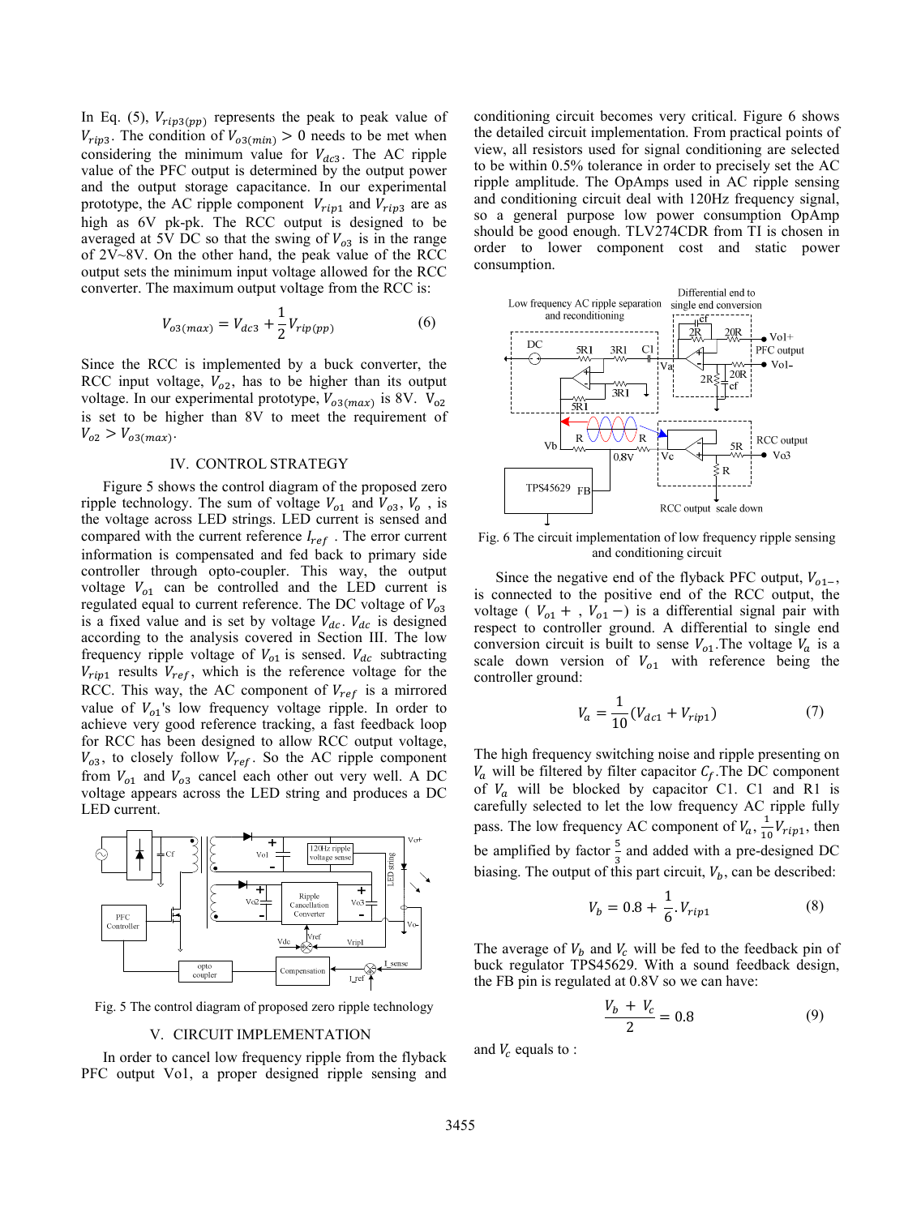In Eq. (5), $V_{rip3(pp)}$ represents the peak to peak value of $V_{rip3}$. The condition of $V_{o3(min)} > 0$ needs to be met when considering the minimum value for $V_{dc3}$. The AC ripple value of the PFC output is determined by the output power and the output storage capacitance. In our experimental prototype, the AC ripple component $V_{rip1}$ and $V_{rip3}$ are as high as 6V pk-pk. The RCC output is designed to be averaged at 5V DC so that the swing of $V_{o3}$ is in the range of 2V~8V. On the other hand, the peak value of the RCC output sets the minimum input voltage allowed for the RCC converter. The maximum output voltage from the RCC is:

$$V_{o3(max)} = V_{dc3} + \frac{1}{2}V_{rip(pp)} \tag{6}$$

Since the RCC is implemented by a buck converter, the RCC input voltage, $V_{o2}$, has to be higher than its output voltage. In our experimental prototype, $V_{o3(max)}$ is 8V. $V_{o2}$ is set to be higher than 8V to meet the requirement of $V_{o2} > V_{o3(max)}$.

## IV. CONTROL STRATEGY

Figure 5 shows the control diagram of the proposed zero ripple technology. The sum of voltage $V_{o1}$ and $V_{o3}$, $V_o$, is the voltage across LED strings. LED current is sensed and compared with the current reference $I_{ref}$. The error current information is compensated and fed back to primary side controller through opto-coupler. This way, the output voltage $V_{o1}$ can be controlled and the LED current is regulated equal to current reference. The DC voltage of $V_{o3}$ is a fixed value and is set by voltage $V_{dc}$. $V_{dc}$ is designed according to the analysis covered in Section III. The low frequency ripple voltage of $V_{o1}$ is sensed. $V_{dc}$ subtracting $V_{rip1}$ results $V_{ref}$, which is the reference voltage for the RCC. This way, the AC component of $V_{ref}$ is a mirrored value of $V_{o1}$'s low frequency voltage ripple. In order to achieve very good reference tracking, a fast feedback loop for RCC has been designed to allow RCC output voltage, $V_{o3}$, to closely follow $V_{ref}$. So the AC ripple component from $V_{o1}$ and $V_{o3}$ cancel each other out very well. A DC voltage appears across the LED string and produces a DC LED current.

Fig. 5 The control diagram of proposed zero ripple technology

## V. CIRCUIT IMPLEMENTATION

In order to cancel low frequency ripple from the flyback PFC output Vo1, a proper designed ripple sensing and conditioning circuit becomes very critical. Figure 6 shows the detailed circuit implementation. From practical points of view, all resistors used for signal conditioning are selected to be within 0.5% tolerance in order to precisely set the AC ripple amplitude. The OpAmps used in AC ripple sensing and conditioning circuit deal with 120Hz frequency signal, so a general purpose low power consumption OpAmp should be good enough. TLV274CDR from TI is chosen in order to lower component cost and static power consumption.

Fig. 6 The circuit implementation of low frequency ripple sensing and conditioning circuit

Since the negative end of the flyback PFC output, $V_{o1-}$, is connected to the positive end of the RCC output, the voltage ( $V_{o1}+$ , $V_{o1}-$) is a differential signal pair with respect to controller ground. A differential to single end conversion circuit is built to sense $V_{o1}$.The voltage $V_a$ is a scale down version of $V_{o1}$ with reference being the controller ground:

$$V_a = \frac{1}{10}(V_{dc1} + V_{rip1}) \tag{7}$$

The high frequency switching noise and ripple presenting on $V_a$ will be filtered by filter capacitor $C_f$.The DC component of $V_a$ will be blocked by capacitor C1. C1 and R1 is carefully selected to let the low frequency AC ripple fully pass. The low frequency AC component of $V_a$, $\frac{1}{10}V_{rip1}$, then be amplified by factor $\frac{5}{3}$ and added with a pre-designed DC biasing. The output of this part circuit, $V_b$, can be described:

$$V_b = 0.8 + \frac{1}{6}.V_{rip1} \tag{8}$$

The average of $V_b$ and $V_c$ will be fed to the feedback pin of buck regulator TPS45629. With a sound feedback design, the FB pin is regulated at 0.8V so we can have:

$$\frac{V_b + V_c}{2} = 0.8 \tag{9}$$

and $V_c$ equals to :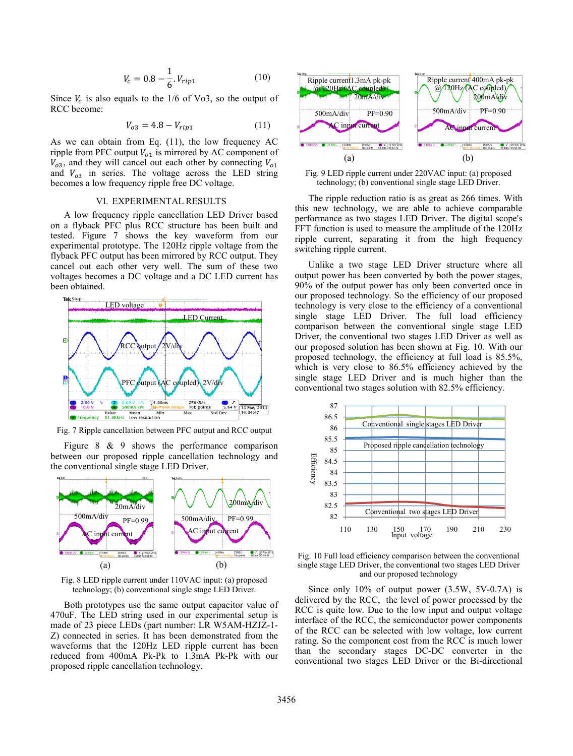$$V_c = 0.8 - \frac{1}{6} . V_{rip1} \tag{10}$$

Since $V_c$ is also equals to the 1/6 of Vo3, so the output of RCC become:

$$V_{o3} = 4.8 - V_{rip1} \tag{11}$$

As we can obtain from Eq. (11), the low frequency AC ripple from PFC output $V_{o1}$ is mirrored by AC component of $V_{o3}$, and they will cancel out each other by connecting $V_{o1}$ and $V_{o3}$ in series. The voltage across the LED string becomes a low frequency ripple free DC voltage.

## VI. EXPERIMENTAL RESULTS

A low frequency ripple cancellation LED Driver based on a flyback PFC plus RCC structure has been built and tested. Figure 7 shows the key waveform from our experimental prototype. The 120Hz ripple voltage from the flyback PFC output has been mirrored by RCC output. They cancel out each other very well. The sum of these two voltages becomes a DC voltage and a DC LED current has been obtained.

Fig. 7 Ripple cancellation between PFC output and RCC output

Figure 8 & 9 shows the performance comparison between our proposed ripple cancellation technology and the conventional single stage LED Driver.

Fig. 8 LED ripple current under 110VAC input: (a) proposed technology; (b) conventional single stage LED Driver.

Both prototypes use the same output capacitor value of 470uF. The LED string used in our experimental setup is made of 23 piece LEDs (part number: LR W5AM-HZJZ-1-Z) connected in series. It has been demonstrated from the waveforms that the 120Hz LED ripple current has been reduced from 400mA Pk-Pk to 1.3mA Pk-Pk with our proposed ripple cancellation technology.

Fig. 9 LED ripple current under 220VAC input: (a) proposed technology; (b) conventional single stage LED Driver.

The ripple reduction ratio is as great as 266 times. With this new technology, we are able to achieve comparable performance as two stages LED Driver. The digital scope's FFT function is used to measure the amplitude of the 120Hz ripple current, separating it from the high frequency switching ripple current.

Unlike a two stage LED Driver structure where all output power has been converted by both the power stages, 90% of the output power has only been converted once in our proposed technology. So the efficiency of our proposed technology is very close to the efficiency of a conventional single stage LED Driver. The full load efficiency comparison between the conventional single stage LED Driver, the conventional two stages LED Driver as well as our proposed solution has been shown at Fig. 10. With our proposed technology, the efficiency at full load is 85.5%, which is very close to 86.5% efficiency achieved by the single stage LED Driver and is much higher than the conventional two stages solution with 82.5% efficiency.

Fig. 10 Full load efficiency comparison between the conventional single stage LED Driver, the conventional two stages LED Driver and our proposed technology

Since only 10% of output power (3.5W, 5V-0.7A) is delivered by the RCC, the level of power processed by the RCC is quite low. Due to the low input and output voltage interface of the RCC, the semiconductor power components of the RCC can be selected with low voltage, low current rating. So the component cost from the RCC is much lower than the secondary stages DC-DC converter in the conventional two stages LED Driver or the Bi-directional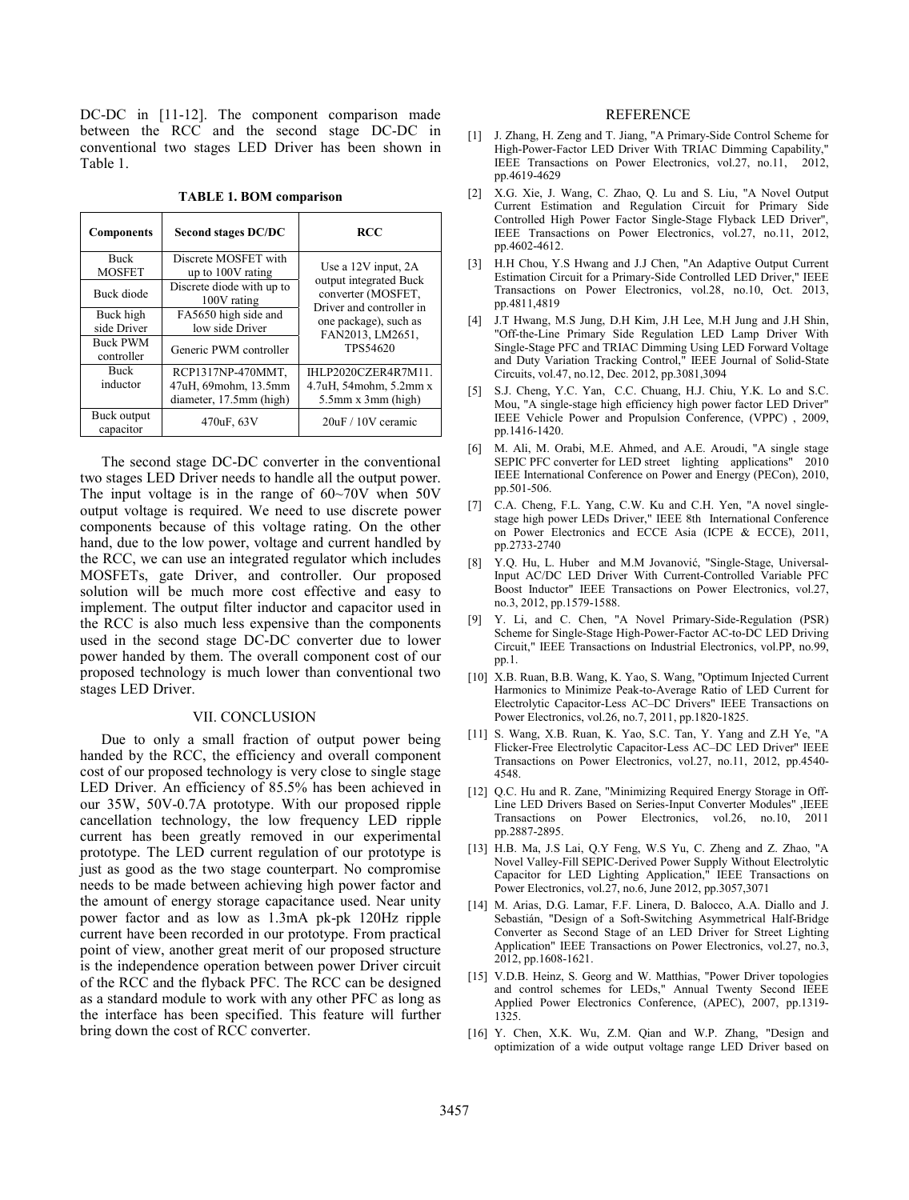DC-DC in [11-12]. The component comparison made between the RCC and the second stage DC-DC in conventional two stages LED Driver has been shown in Table 1.

**TABLE 1. BOM comparison**

| Components | Second stages DC/DC | RCC |
|---|---|---|
| Buck MOSFET | Discrete MOSFET with up to 100V rating | Use a 12V input, 2A output integrated Buck converter (MOSFET, Driver and controller in one package), such as FAN2013, LM2651, TPS54620 |
| Buck diode | Discrete diode with up to 100V rating | |
| Buck high side Driver | FA5650 high side and low side Driver | |
| Buck PWM controller | Generic PWM controller | |
| Buck inductor | RCP1317NP-470MMT, 47uH, 69mohm, 13.5mm diameter, 17.5mm (high) | IHLP2020CZER4R7M11. 4.7uH, 54mohm, 5.2mm x 5.5mm x 3mm (high) |
| Buck output capacitor | 470uF, 63V | 20uF / 10V ceramic |

The second stage DC-DC converter in the conventional two stages LED Driver needs to handle all the output power. The input voltage is in the range of 60~70V when 50V output voltage is required. We need to use discrete power components because of this voltage rating. On the other hand, due to the low power, voltage and current handled by the RCC, we can use an integrated regulator which includes MOSFETs, gate Driver, and controller. Our proposed solution will be much more cost effective and easy to implement. The output filter inductor and capacitor used in the RCC is also much less expensive than the components used in the second stage DC-DC converter due to lower power handed by them. The overall component cost of our proposed technology is much lower than conventional two stages LED Driver.

## VII. CONCLUSION

Due to only a small fraction of output power being handed by the RCC, the efficiency and overall component cost of our proposed technology is very close to single stage LED Driver. An efficiency of 85.5% has been achieved in our 35W, 50V-0.7A prototype. With our proposed ripple cancellation technology, the low frequency LED ripple current has been greatly removed in our experimental prototype. The LED current regulation of our prototype is just as good as the two stage counterpart. No compromise needs to be made between achieving high power factor and the amount of energy storage capacitance used. Near unity power factor and as low as 1.3mA pk-pk 120Hz ripple current have been recorded in our prototype. From practical point of view, another great merit of our proposed structure is the independence operation between power Driver circuit of the RCC and the flyback PFC. The RCC can be designed as a standard module to work with any other PFC as long as the interface has been specified. This feature will further bring down the cost of RCC converter.

## REFERENCE

[1] J. Zhang, H. Zeng and T. Jiang, "A Primary-Side Control Scheme for High-Power-Factor LED Driver With TRIAC Dimming Capability," IEEE Transactions on Power Electronics, vol.27, no.11, 2012, pp.4619-4629

[2] X.G. Xie, J. Wang, C. Zhao, Q. Lu and S. Liu, "A Novel Output Current Estimation and Regulation Circuit for Primary Side Controlled High Power Factor Single-Stage Flyback LED Driver", IEEE Transactions on Power Electronics, vol.27, no.11, 2012, pp.4602-4612.

[3] H.H Chou, Y.S Hwang and J.J Chen, "An Adaptive Output Current Estimation Circuit for a Primary-Side Controlled LED Driver," IEEE Transactions on Power Electronics, vol.28, no.10, Oct. 2013, pp.4811,4819

[4] J.T Hwang, M.S Jung, D.H Kim, J.H Lee, M.H Jung and J.H Shin, "Off-the-Line Primary Side Regulation LED Lamp Driver With Single-Stage PFC and TRIAC Dimming Using LED Forward Voltage and Duty Variation Tracking Control," IEEE Journal of Solid-State Circuits, vol.47, no.12, Dec. 2012, pp.3081,3094

[5] S.J. Cheng, Y.C. Yan, C.C. Chuang, H.J. Chiu, Y.K. Lo and S.C. Mou, "A single-stage high efficiency high power factor LED Driver" IEEE Vehicle Power and Propulsion Conference, (VPPC) , 2009, pp.1416-1420.

[6] M. Ali, M. Orabi, M.E. Ahmed, and A.E. Aroudi, "A single stage SEPIC PFC converter for LED street lighting applications" 2010 IEEE International Conference on Power and Energy (PECon), 2010, pp.501-506.

[7] C.A. Cheng, F.L. Yang, C.W. Ku and C.H. Yen, "A novel single-stage high power LEDs Driver," IEEE 8th International Conference on Power Electronics and ECCE Asia (ICPE & ECCE), 2011, pp.2733-2740

[8] Y.Q. Hu, L. Huber and M.M Jovanović, "Single-Stage, Universal-Input AC/DC LED Driver With Current-Controlled Variable PFC Boost Inductor" IEEE Transactions on Power Electronics, vol.27, no.3, 2012, pp.1579-1588.

[9] Y. Li, and C. Chen, "A Novel Primary-Side-Regulation (PSR) Scheme for Single-Stage High-Power-Factor AC-to-DC LED Driving Circuit," IEEE Transactions on Industrial Electronics, vol.PP, no.99, pp.1.

[10] X.B. Ruan, B.B. Wang, K. Yao, S. Wang, "Optimum Injected Current Harmonics to Minimize Peak-to-Average Ratio of LED Current for Electrolytic Capacitor-Less AC–DC Drivers" IEEE Transactions on Power Electronics, vol.26, no.7, 2011, pp.1820-1825.

[11] S. Wang, X.B. Ruan, K. Yao, S.C. Tan, Y. Yang and Z.H Ye, "A Flicker-Free Electrolytic Capacitor-Less AC–DC LED Driver" IEEE Transactions on Power Electronics, vol.27, no.11, 2012, pp.4540-4548.

[12] Q.C. Hu and R. Zane, "Minimizing Required Energy Storage in Off-Line LED Drivers Based on Series-Input Converter Modules" ,IEEE Transactions on Power Electronics, vol.26, no.10, 2011 pp.2887-2895.

[13] H.B. Ma, J.S Lai, Q.Y Feng, W.S Yu, C. Zheng and Z. Zhao, "A Novel Valley-Fill SEPIC-Derived Power Supply Without Electrolytic Capacitor for LED Lighting Application," IEEE Transactions on Power Electronics, vol.27, no.6, June 2012, pp.3057,3071

[14] M. Arias, D.G. Lamar, F.F. Linera, D. Balocco, A.A. Diallo and J. Sebastián, "Design of a Soft-Switching Asymmetrical Half-Bridge Converter as Second Stage of an LED Driver for Street Lighting Application" IEEE Transactions on Power Electronics, vol.27, no.3, 2012, pp.1608-1621.

[15] V.D.B. Heinz, S. Georg and W. Matthias, "Power Driver topologies and control schemes for LEDs," Annual Twenty Second IEEE Applied Power Electronics Conference, (APEC), 2007, pp.1319-1325.

[16] Y. Chen, X.K. Wu, Z.M. Qian and W.P. Zhang, "Design and optimization of a wide output voltage range LED Driver based on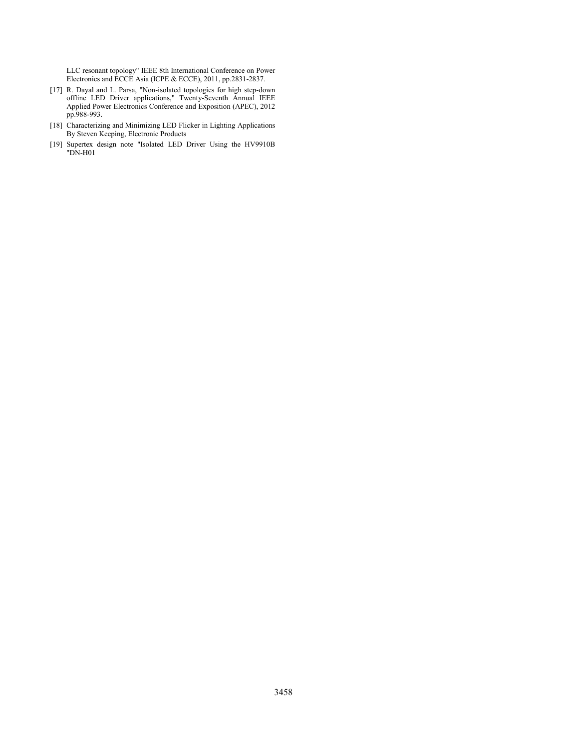LLC resonant topology" IEEE 8th International Conference on Power Electronics and ECCE Asia (ICPE & ECCE), 2011, pp.2831-2837.

[17] R. Dayal and L. Parsa, "Non-isolated topologies for high step-down offline LED Driver applications," Twenty-Seventh Annual IEEE Applied Power Electronics Conference and Exposition (APEC), 2012 pp.988-993.

[18] Characterizing and Minimizing LED Flicker in Lighting Applications By Steven Keeping, Electronic Products

[19] Supertex design note "Isolated LED Driver Using the HV9910B "DN-H01